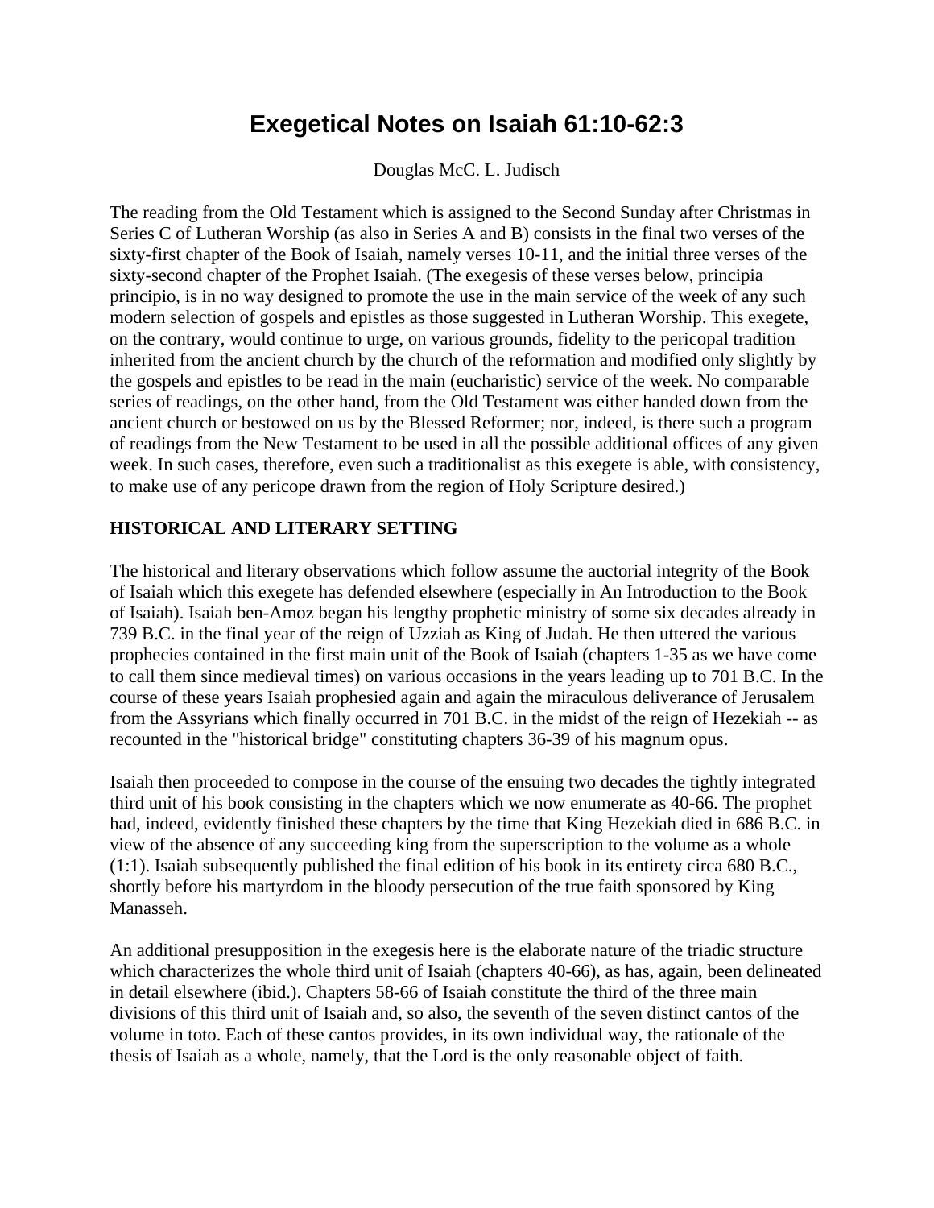# Exegetical Notes on Isaiah 61:10-62:3

Douglas McC. L. Judisch

The reading from the Old Testament which is assigned to the Second Sunday after Christmas in Series C of Lutheran Worship (as also in Series A and B) consists in the final two verses of the sixty-first chapter of the Book of Isaiah, namely verses 10-11, and the initial three verses of the sixty-second chapter of the Prophet Isaiah. (The exegesis of these verses below, principia principio, is in no way designed to promote the use in the main service of the week of any such modern selection of gospels and epistles as those suggested in Lutheran Worship. This exegete, on the contrary, would continue to urge, on various grounds, fidelity to the pericopal tradition inherited from the ancient church by the church of the reformation and modified only slightly by the gospels and epistles to be read in the main (eucharistic) service of the week. No comparable series of readings, on the other hand, from the Old Testament was either handed down from the ancient church or bestowed on us by the Blessed Reformer; nor, indeed, is there such a program of readings from the New Testament to be used in all the possible additional offices of any given week. In such cases, therefore, even such a traditionalist as this exegete is able, with consistency, to make use of any pericope drawn from the region of Holy Scripture desired.)

**HISTORICAL AND LITERARY SETTING**

The historical and literary observations which follow assume the auctorial integrity of the Book of Isaiah which this exegete has defended elsewhere (especially in An Introduction to the Book of Isaiah). Isaiah ben-Amoz began his lengthy prophetic ministry of some six decades already in 739 B.C. in the final year of the reign of Uzziah as King of Judah. He then uttered the various prophecies contained in the first main unit of the Book of Isaiah (chapters 1-35 as we have come to call them since medieval times) on various occasions in the years leading up to 701 B.C. In the course of these years Isaiah prophesied again and again the miraculous deliverance of Jerusalem from the Assyrians which finally occurred in 701 B.C. in the midst of the reign of Hezekiah -- as recounted in the "historical bridge" constituting chapters 36-39 of his magnum opus.

Isaiah then proceeded to compose in the course of the ensuing two decades the tightly integrated third unit of his book consisting in the chapters which we now enumerate as 40-66. The prophet had, indeed, evidently finished these chapters by the time that King Hezekiah died in 686 B.C. in view of the absence of any succeeding king from the superscription to the volume as a whole (1:1). Isaiah subsequently published the final edition of his book in its entirety circa 680 B.C., shortly before his martyrdom in the bloody persecution of the true faith sponsored by King Manasseh.

An additional presupposition in the exegesis here is the elaborate nature of the triadic structure which characterizes the whole third unit of Isaiah (chapters 40-66), as has, again, been delineated in detail elsewhere (ibid.). Chapters 58-66 of Isaiah constitute the third of the three main divisions of this third unit of Isaiah and, so also, the seventh of the seven distinct cantos of the volume in toto. Each of these cantos provides, in its own individual way, the rationale of the thesis of Isaiah as a whole, namely, that the Lord is the only reasonable object of faith.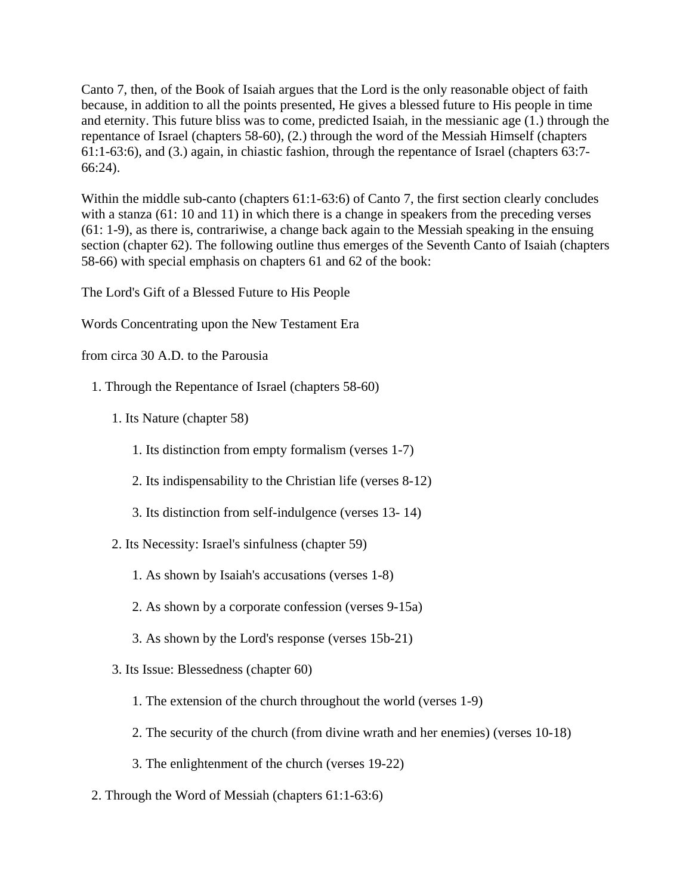Canto 7, then, of the Book of Isaiah argues that the Lord is the only reasonable object of faith because, in addition to all the points presented, He gives a blessed future to His people in time and eternity. This future bliss was to come, predicted Isaiah, in the messianic age (1.) through the repentance of Israel (chapters 58-60), (2.) through the word of the Messiah Himself (chapters 61:1-63:6), and (3.) again, in chiastic fashion, through the repentance of Israel (chapters 63:7-66:24).

Within the middle sub-canto (chapters 61:1-63:6) of Canto 7, the first section clearly concludes with a stanza (61: 10 and 11) in which there is a change in speakers from the preceding verses (61: 1-9), as there is, contrariwise, a change back again to the Messiah speaking in the ensuing section (chapter 62). The following outline thus emerges of the Seventh Canto of Isaiah (chapters 58-66) with special emphasis on chapters 61 and 62 of the book:

The Lord's Gift of a Blessed Future to His People

Words Concentrating upon the New Testament Era

from circa 30 A.D. to the Parousia

1. Through the Repentance of Israel (chapters 58-60)
    1. Its Nature (chapter 58)
        1. Its distinction from empty formalism (verses 1-7)
        2. Its indispensability to the Christian life (verses 8-12)
        3. Its distinction from self-indulgence (verses 13- 14)
    2. Its Necessity: Israel's sinfulness (chapter 59)
        1. As shown by Isaiah's accusations (verses 1-8)
        2. As shown by a corporate confession (verses 9-15a)
        3. As shown by the Lord's response (verses 15b-21)
    3. Its Issue: Blessedness (chapter 60)
        1. The extension of the church throughout the world (verses 1-9)
        2. The security of the church (from divine wrath and her enemies) (verses 10-18)
        3. The enlightenment of the church (verses 19-22)
2. Through the Word of Messiah (chapters 61:1-63:6)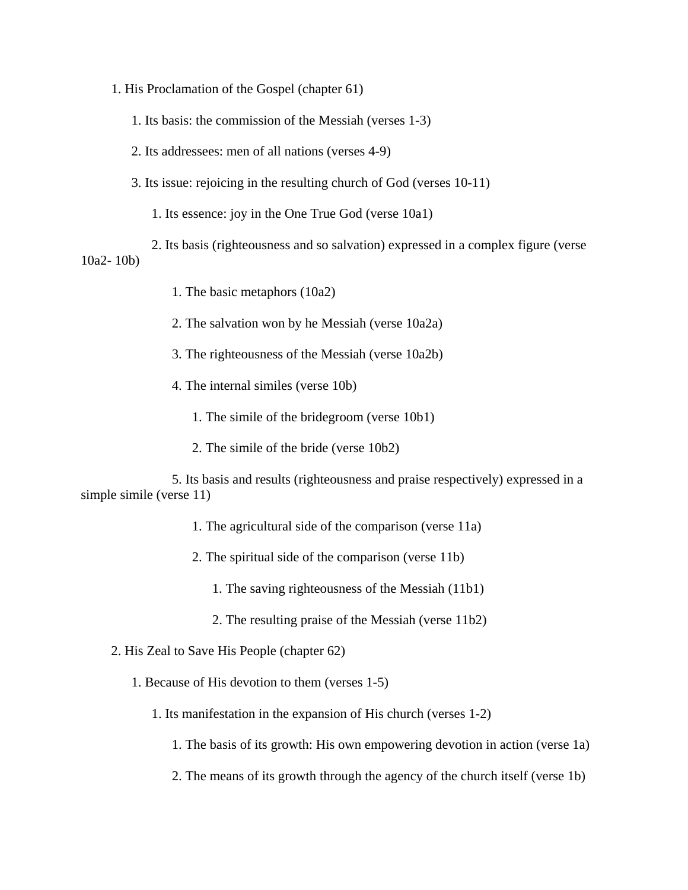1. His Proclamation of the Gospel (chapter 61)
    1. Its basis: the commission of the Messiah (verses 1-3)
    2. Its addressees: men of all nations (verses 4-9)
    3. Its issue: rejoicing in the resulting church of God (verses 10-11)
        1. Its essence: joy in the One True God (verse 10a1)
        2. Its basis (righteousness and so salvation) expressed in a complex figure (verse 10a2- 10b)
            1. The basic metaphors (10a2)
            2. The salvation won by he Messiah (verse 10a2a)
            3. The righteousness of the Messiah (verse 10a2b)
            4. The internal similes (verse 10b)
                1. The simile of the bridegroom (verse 10b1)
                2. The simile of the bride (verse 10b2)
            5. Its basis and results (righteousness and praise respectively) expressed in a simple simile (verse 11)
                1. The agricultural side of the comparison (verse 11a)
                2. The spiritual side of the comparison (verse 11b)
                    1. The saving righteousness of the Messiah (11b1)
                    2. The resulting praise of the Messiah (verse 11b2)
2. His Zeal to Save His People (chapter 62)
    1. Because of His devotion to them (verses 1-5)
        1. Its manifestation in the expansion of His church (verses 1-2)
            1. The basis of its growth: His own empowering devotion in action (verse 1a)
            2. The means of its growth through the agency of the church itself (verse 1b)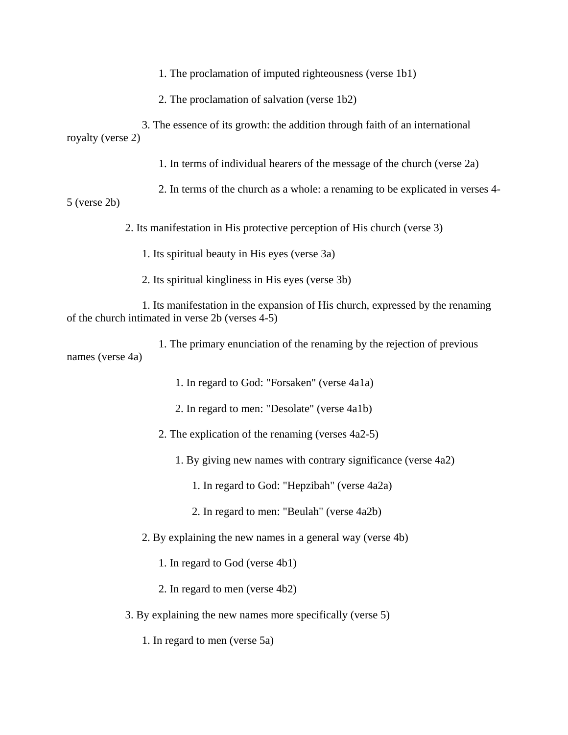1. The proclamation of imputed righteousness (verse 1b1)

   2. The proclamation of salvation (verse 1b2)

3. The essence of its growth: the addition through faith of an international royalty (verse 2)

   1. In terms of individual hearers of the message of the church (verse 2a)

   2. In terms of the church as a whole: a renaming to be explicated in verses 4-5 (verse 2b)

2. Its manifestation in His protective perception of His church (verse 3)

   1. Its spiritual beauty in His eyes (verse 3a)

   2. Its spiritual kingliness in His eyes (verse 3b)

   1. Its manifestation in the expansion of His church, expressed by the renaming of the church intimated in verse 2b (verses 4-5)

      1. The primary enunciation of the renaming by the rejection of previous names (verse 4a)

         1. In regard to God: "Forsaken" (verse 4a1a)

         2. In regard to men: "Desolate" (verse 4a1b)

      2. The explication of the renaming (verses 4a2-5)

         1. By giving new names with contrary significance (verse 4a2)

            1. In regard to God: "Hepzibah" (verse 4a2a)

            2. In regard to men: "Beulah" (verse 4a2b)

   2. By explaining the new names in a general way (verse 4b)

      1. In regard to God (verse 4b1)

      2. In regard to men (verse 4b2)

3. By explaining the new names more specifically (verse 5)

   1. In regard to men (verse 5a)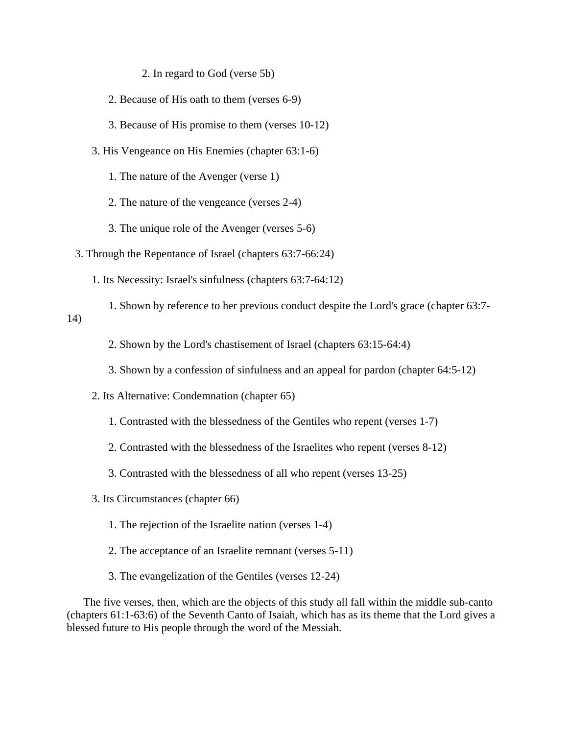2. In regard to God (verse 5b)

         2. Because of His oath to them (verses 6-9)

         3. Because of His promise to them (verses 10-12)

      3. His Vengeance on His Enemies (chapter 63:1-6)

         1. The nature of the Avenger (verse 1)

         2. The nature of the vengeance (verses 2-4)

         3. The unique role of the Avenger (verses 5-6)

   3. Through the Repentance of Israel (chapters 63:7-66:24)

      1. Its Necessity: Israel's sinfulness (chapters 63:7-64:12)

         1. Shown by reference to her previous conduct despite the Lord's grace (chapter 63:7-14)

         2. Shown by the Lord's chastisement of Israel (chapters 63:15-64:4)

         3. Shown by a confession of sinfulness and an appeal for pardon (chapter 64:5-12)

      2. Its Alternative: Condemnation (chapter 65)

         1. Contrasted with the blessedness of the Gentiles who repent (verses 1-7)

         2. Contrasted with the blessedness of the Israelites who repent (verses 8-12)

         3. Contrasted with the blessedness of all who repent (verses 13-25)

      3. Its Circumstances (chapter 66)

         1. The rejection of the Israelite nation (verses 1-4)

         2. The acceptance of an Israelite remnant (verses 5-11)

         3. The evangelization of the Gentiles (verses 12-24)

The five verses, then, which are the objects of this study all fall within the middle sub-canto (chapters 61:1-63:6) of the Seventh Canto of Isaiah, which has as its theme that the Lord gives a blessed future to His people through the word of the Messiah.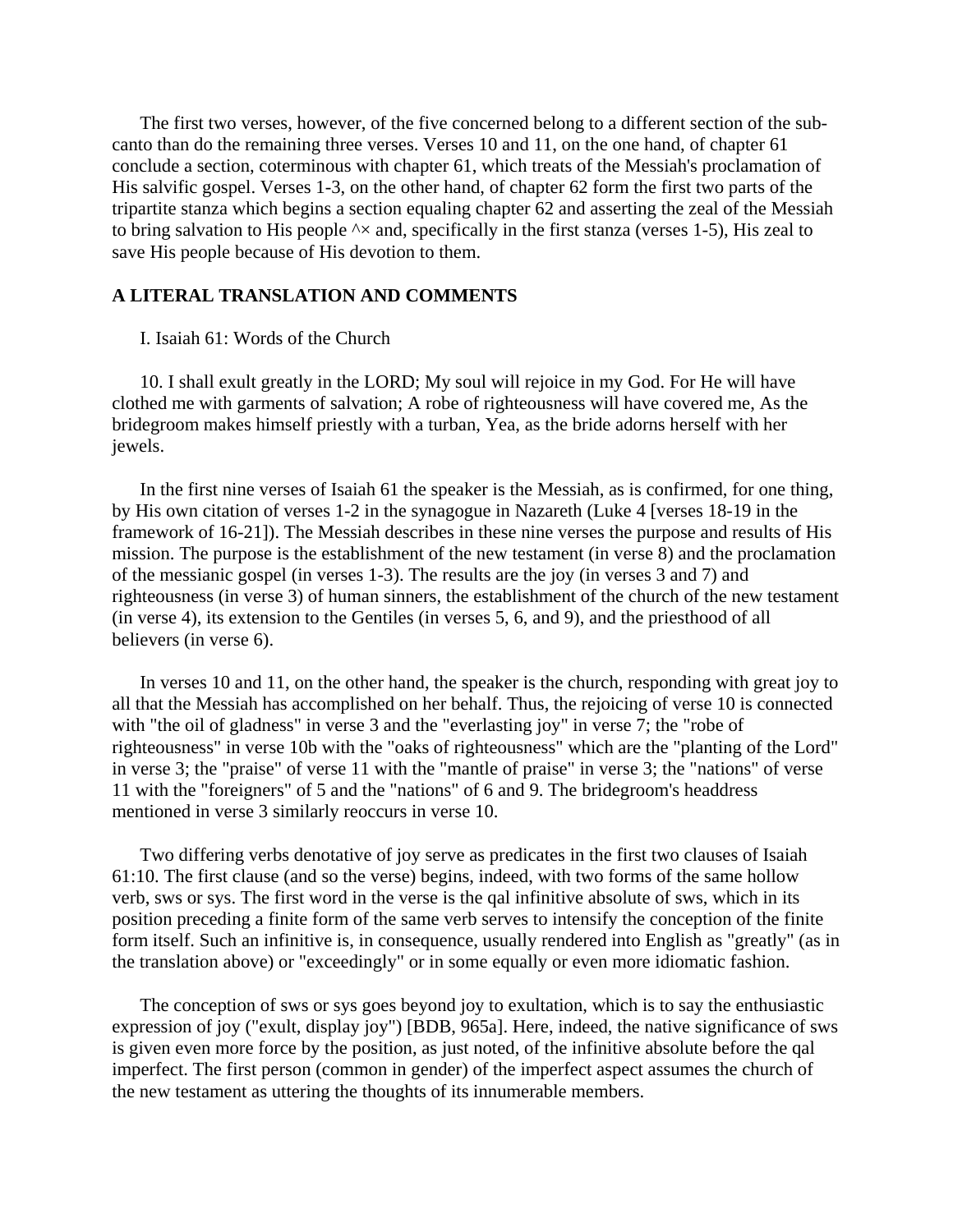The first two verses, however, of the five concerned belong to a different section of the sub-canto than do the remaining three verses. Verses 10 and 11, on the one hand, of chapter 61 conclude a section, coterminous with chapter 61, which treats of the Messiah's proclamation of His salvific gospel. Verses 1-3, on the other hand, of chapter 62 form the first two parts of the tripartite stanza which begins a section equaling chapter 62 and asserting the zeal of the Messiah to bring salvation to His people ^× and, specifically in the first stanza (verses 1-5), His zeal to save His people because of His devotion to them.

**A LITERAL TRANSLATION AND COMMENTS**

I. Isaiah 61: Words of the Church

10. I shall exult greatly in the LORD; My soul will rejoice in my God. For He will have clothed me with garments of salvation; A robe of righteousness will have covered me, As the bridegroom makes himself priestly with a turban, Yea, as the bride adorns herself with her jewels.

In the first nine verses of Isaiah 61 the speaker is the Messiah, as is confirmed, for one thing, by His own citation of verses 1-2 in the synagogue in Nazareth (Luke 4 [verses 18-19 in the framework of 16-21]). The Messiah describes in these nine verses the purpose and results of His mission. The purpose is the establishment of the new testament (in verse 8) and the proclamation of the messianic gospel (in verses 1-3). The results are the joy (in verses 3 and 7) and righteousness (in verse 3) of human sinners, the establishment of the church of the new testament (in verse 4), its extension to the Gentiles (in verses 5, 6, and 9), and the priesthood of all believers (in verse 6).

In verses 10 and 11, on the other hand, the speaker is the church, responding with great joy to all that the Messiah has accomplished on her behalf. Thus, the rejoicing of verse 10 is connected with "the oil of gladness" in verse 3 and the "everlasting joy" in verse 7; the "robe of righteousness" in verse 10b with the "oaks of righteousness" which are the "planting of the Lord" in verse 3; the "praise" of verse 11 with the "mantle of praise" in verse 3; the "nations" of verse 11 with the "foreigners" of 5 and the "nations" of 6 and 9. The bridegroom's headdress mentioned in verse 3 similarly reoccurs in verse 10.

Two differing verbs denotative of joy serve as predicates in the first two clauses of Isaiah 61:10. The first clause (and so the verse) begins, indeed, with two forms of the same hollow verb, sws or sys. The first word in the verse is the qal infinitive absolute of sws, which in its position preceding a finite form of the same verb serves to intensify the conception of the finite form itself. Such an infinitive is, in consequence, usually rendered into English as "greatly" (as in the translation above) or "exceedingly" or in some equally or even more idiomatic fashion.

The conception of sws or sys goes beyond joy to exultation, which is to say the enthusiastic expression of joy ("exult, display joy") [BDB, 965a]. Here, indeed, the native significance of sws is given even more force by the position, as just noted, of the infinitive absolute before the qal imperfect. The first person (common in gender) of the imperfect aspect assumes the church of the new testament as uttering the thoughts of its innumerable members.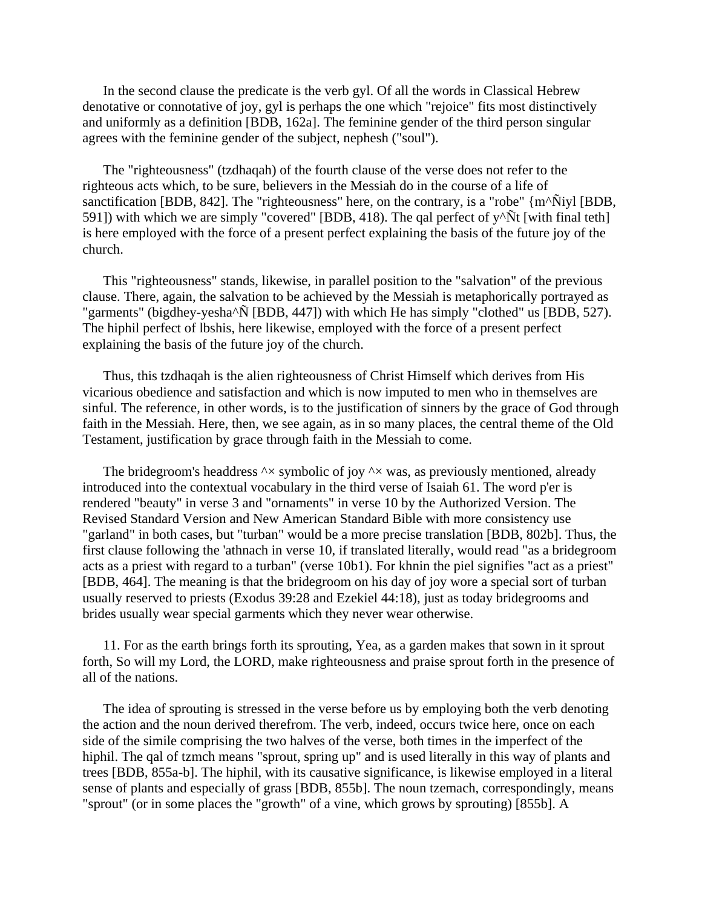In the second clause the predicate is the verb gyl. Of all the words in Classical Hebrew denotative or connotative of joy, gyl is perhaps the one which "rejoice" fits most distinctively and uniformly as a definition [BDB, 162a]. The feminine gender of the third person singular agrees with the feminine gender of the subject, nephesh ("soul").

The "righteousness" (tzdhaqah) of the fourth clause of the verse does not refer to the righteous acts which, to be sure, believers in the Messiah do in the course of a life of sanctification [BDB, 842]. The "righteousness" here, on the contrary, is a "robe" {m^Ñiyl [BDB, 591]) with which we are simply "covered" [BDB, 418). The qal perfect of y^Ñt [with final teth] is here employed with the force of a present perfect explaining the basis of the future joy of the church.

This "righteousness" stands, likewise, in parallel position to the "salvation" of the previous clause. There, again, the salvation to be achieved by the Messiah is metaphorically portrayed as "garments" (bigdhey-yesha^Ñ [BDB, 447]) with which He has simply "clothed" us [BDB, 527). The hiphil perfect of lbshis, here likewise, employed with the force of a present perfect explaining the basis of the future joy of the church.

Thus, this tzdhaqah is the alien righteousness of Christ Himself which derives from His vicarious obedience and satisfaction and which is now imputed to men who in themselves are sinful. The reference, in other words, is to the justification of sinners by the grace of God through faith in the Messiah. Here, then, we see again, as in so many places, the central theme of the Old Testament, justification by grace through faith in the Messiah to come.

The bridegroom's headdress ^× symbolic of joy ^× was, as previously mentioned, already introduced into the contextual vocabulary in the third verse of Isaiah 61. The word p'er is rendered "beauty" in verse 3 and "ornaments" in verse 10 by the Authorized Version. The Revised Standard Version and New American Standard Bible with more consistency use "garland" in both cases, but "turban" would be a more precise translation [BDB, 802b]. Thus, the first clause following the 'athnach in verse 10, if translated literally, would read "as a bridegroom acts as a priest with regard to a turban" (verse 10b1). For khnin the piel signifies "act as a priest" [BDB, 464]. The meaning is that the bridegroom on his day of joy wore a special sort of turban usually reserved to priests (Exodus 39:28 and Ezekiel 44:18), just as today bridegrooms and brides usually wear special garments which they never wear otherwise.

11. For as the earth brings forth its sprouting, Yea, as a garden makes that sown in it sprout forth, So will my Lord, the LORD, make righteousness and praise sprout forth in the presence of all of the nations.

The idea of sprouting is stressed in the verse before us by employing both the verb denoting the action and the noun derived therefrom. The verb, indeed, occurs twice here, once on each side of the simile comprising the two halves of the verse, both times in the imperfect of the hiphil. The qal of tzmch means "sprout, spring up" and is used literally in this way of plants and trees [BDB, 855a-b]. The hiphil, with its causative significance, is likewise employed in a literal sense of plants and especially of grass [BDB, 855b]. The noun tzemach, correspondingly, means "sprout" (or in some places the "growth" of a vine, which grows by sprouting) [855b]. A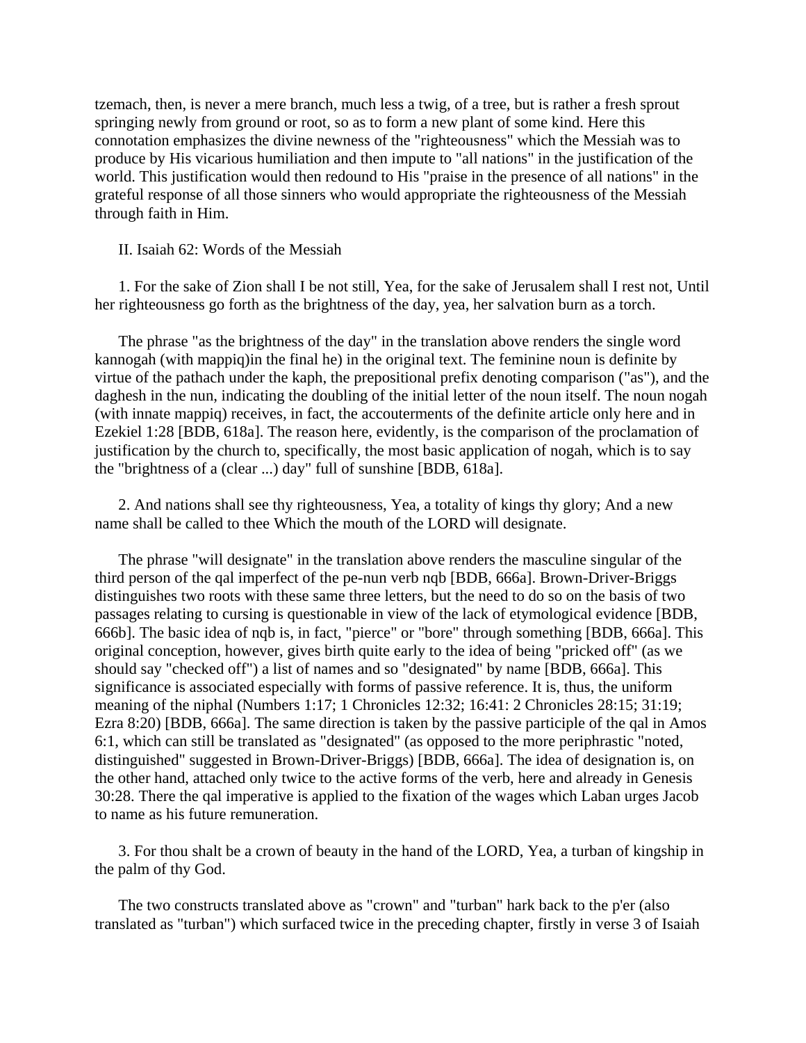tzemach, then, is never a mere branch, much less a twig, of a tree, but is rather a fresh sprout springing newly from ground or root, so as to form a new plant of some kind. Here this connotation emphasizes the divine newness of the "righteousness" which the Messiah was to produce by His vicarious humiliation and then impute to "all nations" in the justification of the world. This justification would then redound to His "praise in the presence of all nations" in the grateful response of all those sinners who would appropriate the righteousness of the Messiah through faith in Him.

II. Isaiah 62: Words of the Messiah

1. For the sake of Zion shall I be not still, Yea, for the sake of Jerusalem shall I rest not, Until her righteousness go forth as the brightness of the day, yea, her salvation burn as a torch.

The phrase "as the brightness of the day" in the translation above renders the single word kannogah (with mappiq)in the final he) in the original text. The feminine noun is definite by virtue of the pathach under the kaph, the prepositional prefix denoting comparison ("as"), and the daghesh in the nun, indicating the doubling of the initial letter of the noun itself. The noun nogah (with innate mappiq) receives, in fact, the accouterments of the definite article only here and in Ezekiel 1:28 [BDB, 618a]. The reason here, evidently, is the comparison of the proclamation of justification by the church to, specifically, the most basic application of nogah, which is to say the "brightness of a (clear ...) day" full of sunshine [BDB, 618a].

2. And nations shall see thy righteousness, Yea, a totality of kings thy glory; And a new name shall be called to thee Which the mouth of the LORD will designate.

The phrase "will designate" in the translation above renders the masculine singular of the third person of the qal imperfect of the pe-nun verb nqb [BDB, 666a]. Brown-Driver-Briggs distinguishes two roots with these same three letters, but the need to do so on the basis of two passages relating to cursing is questionable in view of the lack of etymological evidence [BDB, 666b]. The basic idea of nqb is, in fact, "pierce" or "bore" through something [BDB, 666a]. This original conception, however, gives birth quite early to the idea of being "pricked off" (as we should say "checked off") a list of names and so "designated" by name [BDB, 666a]. This significance is associated especially with forms of passive reference. It is, thus, the uniform meaning of the niphal (Numbers 1:17; 1 Chronicles 12:32; 16:41: 2 Chronicles 28:15; 31:19; Ezra 8:20) [BDB, 666a]. The same direction is taken by the passive participle of the qal in Amos 6:1, which can still be translated as "designated" (as opposed to the more periphrastic "noted, distinguished" suggested in Brown-Driver-Briggs) [BDB, 666a]. The idea of designation is, on the other hand, attached only twice to the active forms of the verb, here and already in Genesis 30:28. There the qal imperative is applied to the fixation of the wages which Laban urges Jacob to name as his future remuneration.

3. For thou shalt be a crown of beauty in the hand of the LORD, Yea, a turban of kingship in the palm of thy God.

The two constructs translated above as "crown" and "turban" hark back to the p'er (also translated as "turban") which surfaced twice in the preceding chapter, firstly in verse 3 of Isaiah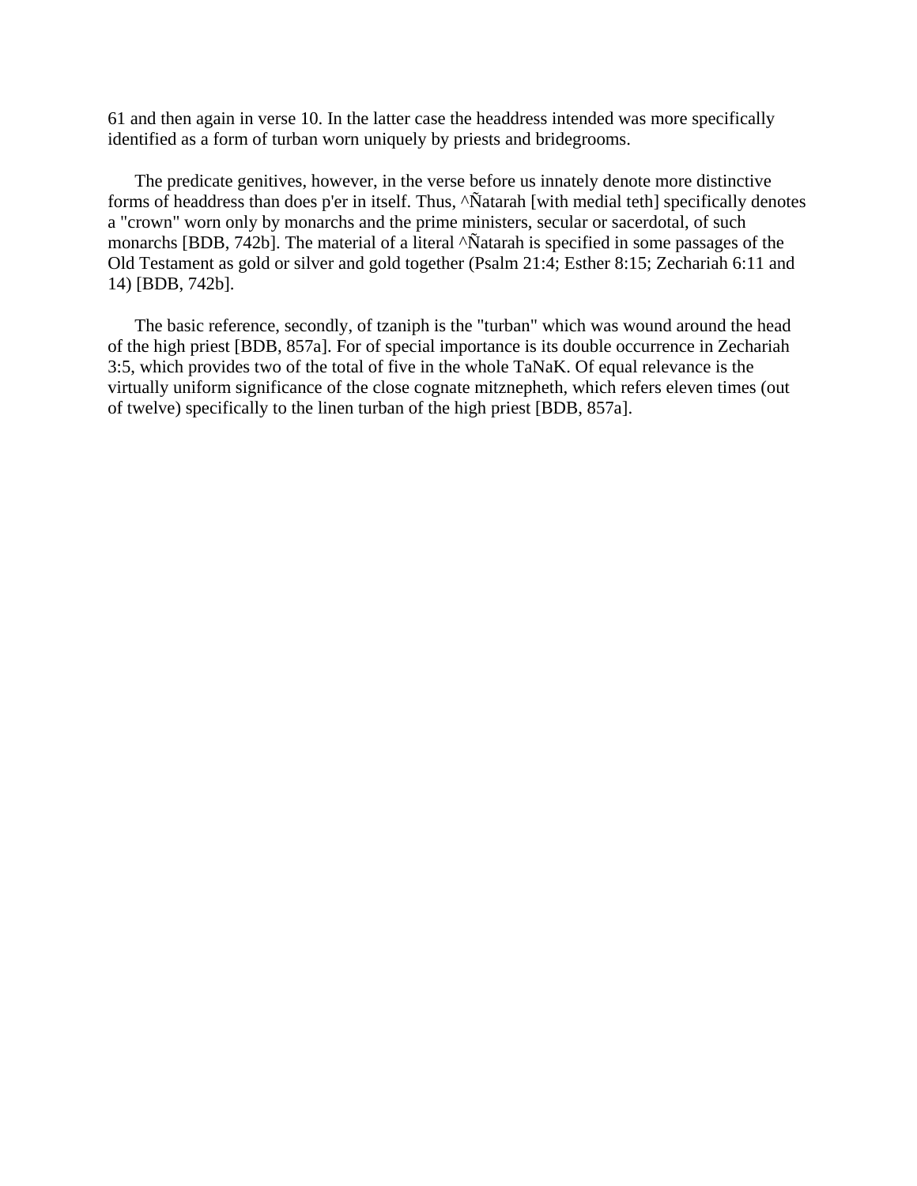61 and then again in verse 10. In the latter case the headdress intended was more specifically identified as a form of turban worn uniquely by priests and bridegrooms.

The predicate genitives, however, in the verse before us innately denote more distinctive forms of headdress than does p'er in itself. Thus, ^Ñatarah [with medial teth] specifically denotes a "crown" worn only by monarchs and the prime ministers, secular or sacerdotal, of such monarchs [BDB, 742b]. The material of a literal ^Ñatarah is specified in some passages of the Old Testament as gold or silver and gold together (Psalm 21:4; Esther 8:15; Zechariah 6:11 and 14) [BDB, 742b].

The basic reference, secondly, of tzaniph is the "turban" which was wound around the head of the high priest [BDB, 857a]. For of special importance is its double occurrence in Zechariah 3:5, which provides two of the total of five in the whole TaNaK. Of equal relevance is the virtually uniform significance of the close cognate mitznepheth, which refers eleven times (out of twelve) specifically to the linen turban of the high priest [BDB, 857a].